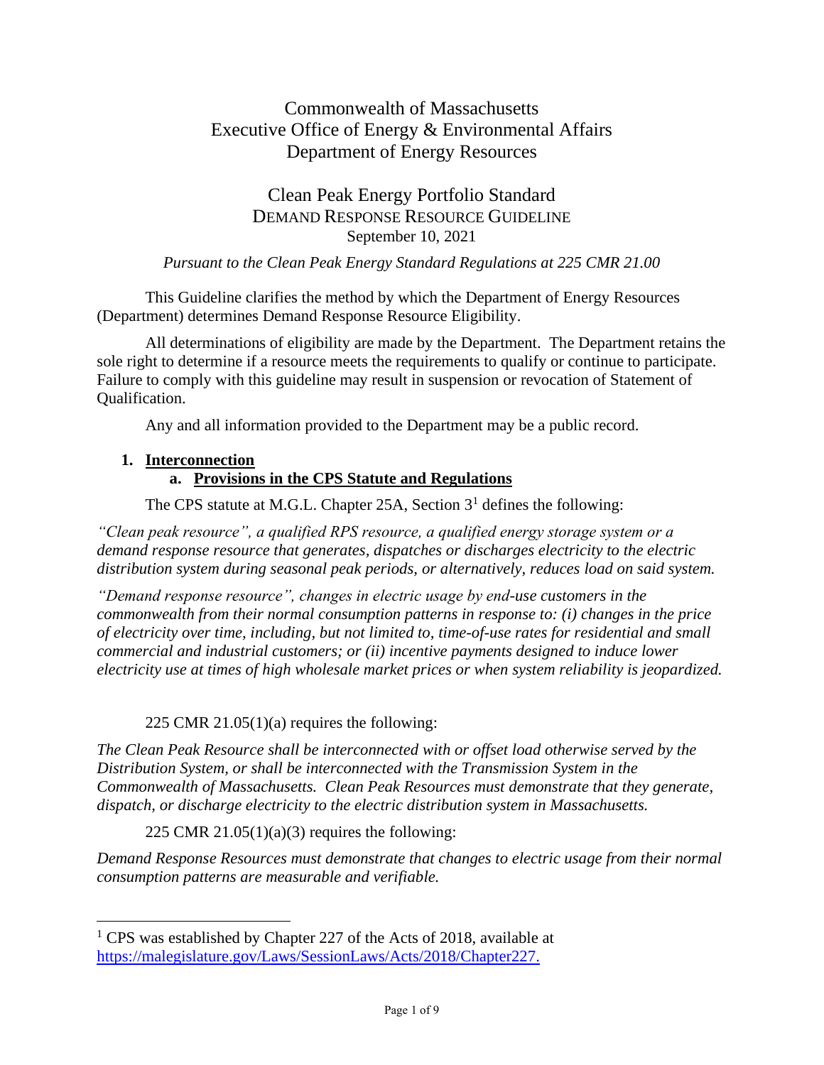# Commonwealth of Massachusetts
# Executive Office of Energy & Environmental Affairs
# Department of Energy Resources

## Clean Peak Energy Portfolio Standard
## DEMAND RESPONSE RESOURCE GUIDELINE
September 10, 2021

*Pursuant to the Clean Peak Energy Standard Regulations at 225 CMR 21.00*

This Guideline clarifies the method by which the Department of Energy Resources (Department) determines Demand Response Resource Eligibility.

All determinations of eligibility are made by the Department. The Department retains the sole right to determine if a resource meets the requirements to qualify or continue to participate. Failure to comply with this guideline may result in suspension or revocation of Statement of Qualification.

Any and all information provided to the Department may be a public record.

1. **Interconnection**
   a. **Provisions in the CPS Statute and Regulations**

The CPS statute at M.G.L. Chapter 25A, Section 3[1] defines the following:

*"Clean peak resource", a qualified RPS resource, a qualified energy storage system or a demand response resource that generates, dispatches or discharges electricity to the electric distribution system during seasonal peak periods, or alternatively, reduces load on said system.*

*"Demand response resource", changes in electric usage by end-use customers in the commonwealth from their normal consumption patterns in response to: (i) changes in the price of electricity over time, including, but not limited to, time-of-use rates for residential and small commercial and industrial customers; or (ii) incentive payments designed to induce lower electricity use at times of high wholesale market prices or when system reliability is jeopardized.*

225 CMR 21.05(1)(a) requires the following:

*The Clean Peak Resource shall be interconnected with or offset load otherwise served by the Distribution System, or shall be interconnected with the Transmission System in the Commonwealth of Massachusetts. Clean Peak Resources must demonstrate that they generate, dispatch, or discharge electricity to the electric distribution system in Massachusetts.*

225 CMR 21.05(1)(a)(3) requires the following:

*Demand Response Resources must demonstrate that changes to electric usage from their normal consumption patterns are measurable and verifiable.*

---

[1] CPS was established by Chapter 227 of the Acts of 2018, available at https://malegislature.gov/Laws/SessionLaws/Acts/2018/Chapter227.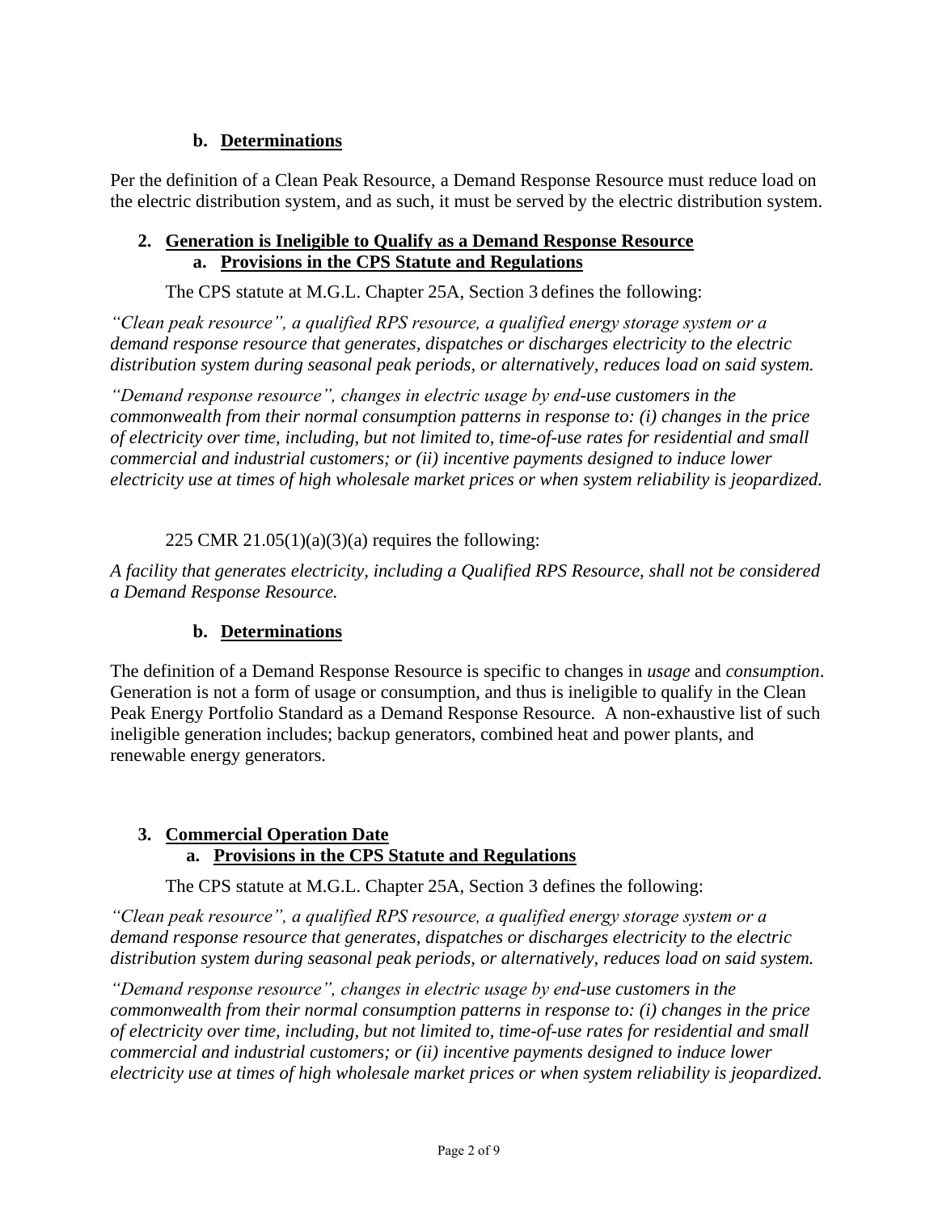### b. Determinations

Per the definition of a Clean Peak Resource, a Demand Response Resource must reduce load on the electric distribution system, and as such, it must be served by the electric distribution system.

## 2. Generation is Ineligible to Qualify as a Demand Response Resource

### a. Provisions in the CPS Statute and Regulations

The CPS statute at M.G.L. Chapter 25A, Section 3 defines the following:

*"Clean peak resource", a qualified RPS resource, a qualified energy storage system or a demand response resource that generates, dispatches or discharges electricity to the electric distribution system during seasonal peak periods, or alternatively, reduces load on said system.*

*"Demand response resource", changes in electric usage by end-use customers in the commonwealth from their normal consumption patterns in response to: (i) changes in the price of electricity over time, including, but not limited to, time-of-use rates for residential and small commercial and industrial customers; or (ii) incentive payments designed to induce lower electricity use at times of high wholesale market prices or when system reliability is jeopardized.*

225 CMR 21.05(1)(a)(3)(a) requires the following:

*A facility that generates electricity, including a Qualified RPS Resource, shall not be considered a Demand Response Resource.*

### b. Determinations

The definition of a Demand Response Resource is specific to changes in *usage* and *consumption*. Generation is not a form of usage or consumption, and thus is ineligible to qualify in the Clean Peak Energy Portfolio Standard as a Demand Response Resource. A non-exhaustive list of such ineligible generation includes; backup generators, combined heat and power plants, and renewable energy generators.

## 3. Commercial Operation Date

### a. Provisions in the CPS Statute and Regulations

The CPS statute at M.G.L. Chapter 25A, Section 3 defines the following:

*"Clean peak resource", a qualified RPS resource, a qualified energy storage system or a demand response resource that generates, dispatches or discharges electricity to the electric distribution system during seasonal peak periods, or alternatively, reduces load on said system.*

*"Demand response resource", changes in electric usage by end-use customers in the commonwealth from their normal consumption patterns in response to: (i) changes in the price of electricity over time, including, but not limited to, time-of-use rates for residential and small commercial and industrial customers; or (ii) incentive payments designed to induce lower electricity use at times of high wholesale market prices or when system reliability is jeopardized.*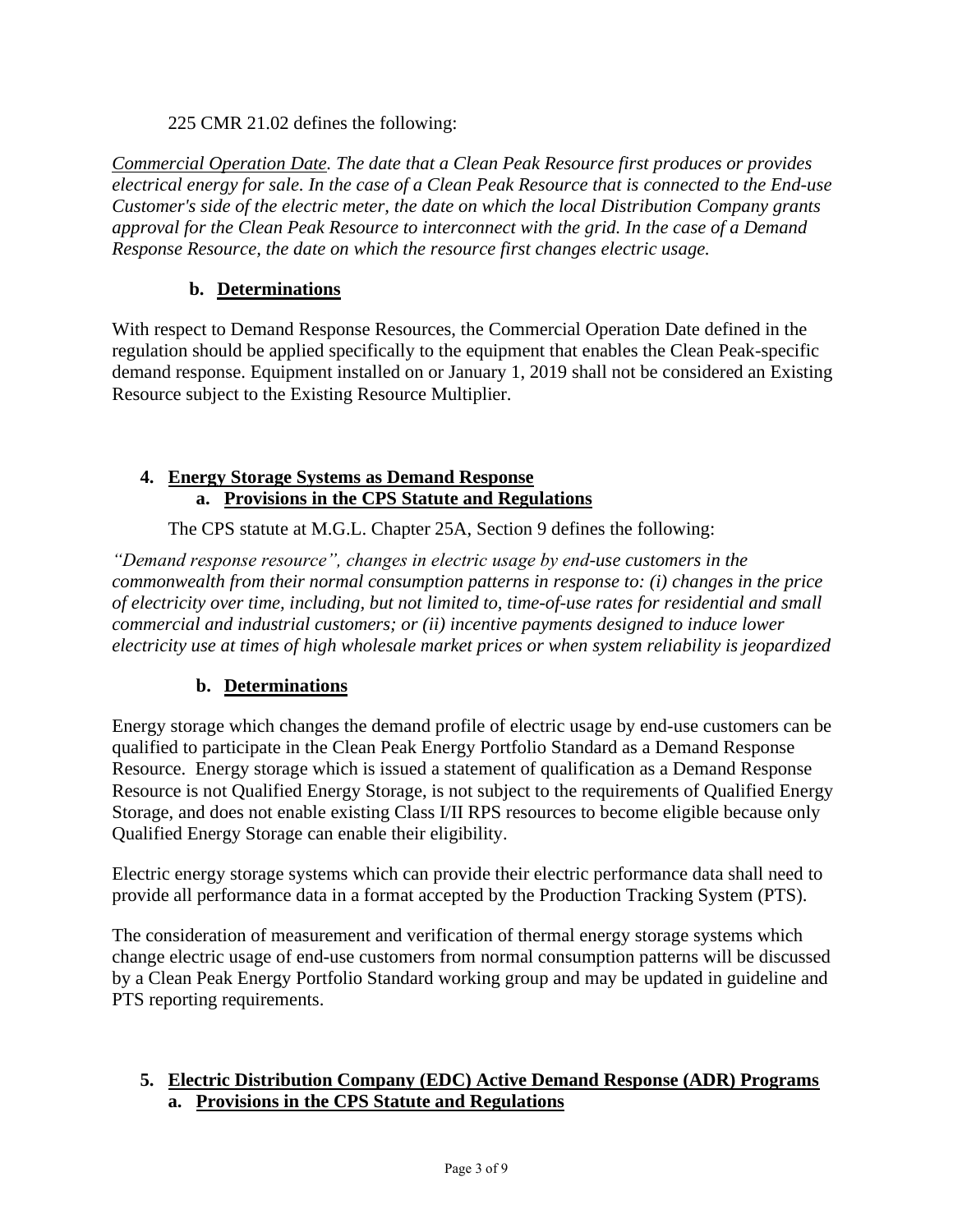225 CMR 21.02 defines the following:

*Commercial Operation Date. The date that a Clean Peak Resource first produces or provides electrical energy for sale. In the case of a Clean Peak Resource that is connected to the End-use Customer's side of the electric meter, the date on which the local Distribution Company grants approval for the Clean Peak Resource to interconnect with the grid. In the case of a Demand Response Resource, the date on which the resource first changes electric usage.*

### b. Determinations

With respect to Demand Response Resources, the Commercial Operation Date defined in the regulation should be applied specifically to the equipment that enables the Clean Peak-specific demand response. Equipment installed on or January 1, 2019 shall not be considered an Existing Resource subject to the Existing Resource Multiplier.

## 4. Energy Storage Systems as Demand Response

### a. Provisions in the CPS Statute and Regulations

The CPS statute at M.G.L. Chapter 25A, Section 9 defines the following:

*"Demand response resource", changes in electric usage by end-use customers in the commonwealth from their normal consumption patterns in response to: (i) changes in the price of electricity over time, including, but not limited to, time-of-use rates for residential and small commercial and industrial customers; or (ii) incentive payments designed to induce lower electricity use at times of high wholesale market prices or when system reliability is jeopardized*

### b. Determinations

Energy storage which changes the demand profile of electric usage by end-use customers can be qualified to participate in the Clean Peak Energy Portfolio Standard as a Demand Response Resource. Energy storage which is issued a statement of qualification as a Demand Response Resource is not Qualified Energy Storage, is not subject to the requirements of Qualified Energy Storage, and does not enable existing Class I/II RPS resources to become eligible because only Qualified Energy Storage can enable their eligibility.

Electric energy storage systems which can provide their electric performance data shall need to provide all performance data in a format accepted by the Production Tracking System (PTS).

The consideration of measurement and verification of thermal energy storage systems which change electric usage of end-use customers from normal consumption patterns will be discussed by a Clean Peak Energy Portfolio Standard working group and may be updated in guideline and PTS reporting requirements.

## 5. Electric Distribution Company (EDC) Active Demand Response (ADR) Programs

### a. Provisions in the CPS Statute and Regulations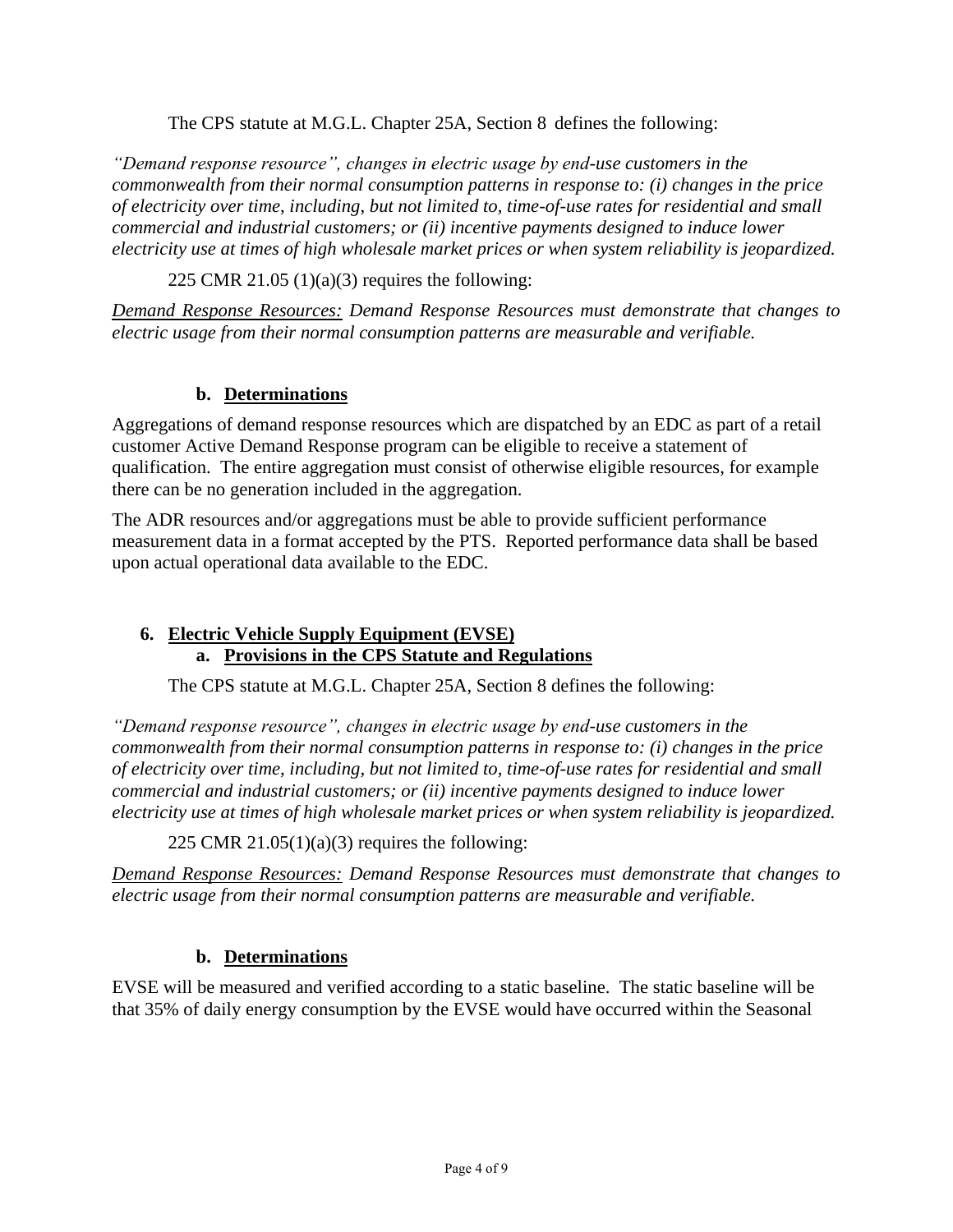The CPS statute at M.G.L. Chapter 25A, Section 8 defines the following:

*"Demand response resource", changes in electric usage by end-use customers in the commonwealth from their normal consumption patterns in response to: (i) changes in the price of electricity over time, including, but not limited to, time-of-use rates for residential and small commercial and industrial customers; or (ii) incentive payments designed to induce lower electricity use at times of high wholesale market prices or when system reliability is jeopardized.*

225 CMR 21.05 (1)(a)(3) requires the following:

*<u>Demand Response Resources:</u> Demand Response Resources must demonstrate that changes to electric usage from their normal consumption patterns are measurable and verifiable.*

### b. Determinations

Aggregations of demand response resources which are dispatched by an EDC as part of a retail customer Active Demand Response program can be eligible to receive a statement of qualification. The entire aggregation must consist of otherwise eligible resources, for example there can be no generation included in the aggregation.

The ADR resources and/or aggregations must be able to provide sufficient performance measurement data in a format accepted by the PTS. Reported performance data shall be based upon actual operational data available to the EDC.

## 6. Electric Vehicle Supply Equipment (EVSE)

### a. Provisions in the CPS Statute and Regulations

The CPS statute at M.G.L. Chapter 25A, Section 8 defines the following:

*"Demand response resource", changes in electric usage by end-use customers in the commonwealth from their normal consumption patterns in response to: (i) changes in the price of electricity over time, including, but not limited to, time-of-use rates for residential and small commercial and industrial customers; or (ii) incentive payments designed to induce lower electricity use at times of high wholesale market prices or when system reliability is jeopardized.*

225 CMR 21.05(1)(a)(3) requires the following:

*<u>Demand Response Resources:</u> Demand Response Resources must demonstrate that changes to electric usage from their normal consumption patterns are measurable and verifiable.*

### b. Determinations

EVSE will be measured and verified according to a static baseline. The static baseline will be that 35% of daily energy consumption by the EVSE would have occurred within the Seasonal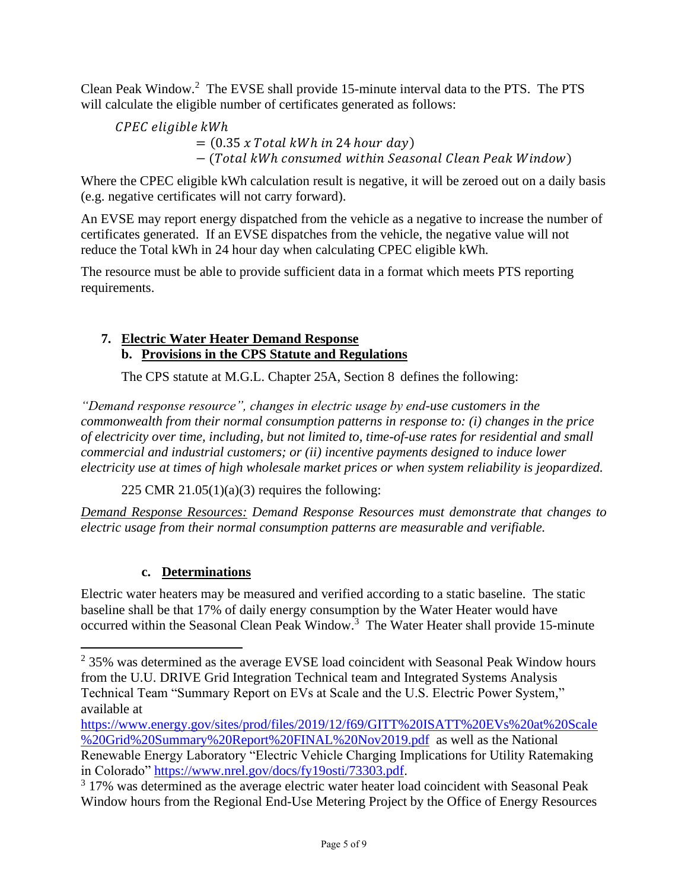Clean Peak Window.[2] The EVSE shall provide 15-minute interval data to the PTS. The PTS will calculate the eligible number of certificates generated as follows:

$$CPEC\ eligible\ kWh = (0.35\ x\ Total\ kWh\ in\ 24\ hour\ day) - (Total\ kWh\ consumed\ within\ Seasonal\ Clean\ Peak\ Window)$$

Where the CPEC eligible kWh calculation result is negative, it will be zeroed out on a daily basis (e.g. negative certificates will not carry forward).

An EVSE may report energy dispatched from the vehicle as a negative to increase the number of certificates generated. If an EVSE dispatches from the vehicle, the negative value will not reduce the Total kWh in 24 hour day when calculating CPEC eligible kWh.

The resource must be able to provide sufficient data in a format which meets PTS reporting requirements.

## 7. Electric Water Heater Demand Response

### b. Provisions in the CPS Statute and Regulations

The CPS statute at M.G.L. Chapter 25A, Section 8 defines the following:

*"Demand response resource", changes in electric usage by end-use customers in the commonwealth from their normal consumption patterns in response to: (i) changes in the price of electricity over time, including, but not limited to, time-of-use rates for residential and small commercial and industrial customers; or (ii) incentive payments designed to induce lower electricity use at times of high wholesale market prices or when system reliability is jeopardized.*

225 CMR 21.05(1)(a)(3) requires the following:

*Demand Response Resources: Demand Response Resources must demonstrate that changes to electric usage from their normal consumption patterns are measurable and verifiable.*

### c. Determinations

Electric water heaters may be measured and verified according to a static baseline. The static baseline shall be that 17% of daily energy consumption by the Water Heater would have occurred within the Seasonal Clean Peak Window.[3] The Water Heater shall provide 15-minute

---

[2] 35% was determined as the average EVSE load coincident with Seasonal Peak Window hours from the U.U. DRIVE Grid Integration Technical team and Integrated Systems Analysis Technical Team "Summary Report on EVs at Scale and the U.S. Electric Power System," available at https://www.energy.gov/sites/prod/files/2019/12/f69/GITT%20ISATT%20EVs%20at%20Scale%20Grid%20Summary%20Report%20FINAL%20Nov2019.pdf as well as the National Renewable Energy Laboratory "Electric Vehicle Charging Implications for Utility Ratemaking in Colorado" https://www.nrel.gov/docs/fy19osti/73303.pdf.

[3] 17% was determined as the average electric water heater load coincident with Seasonal Peak Window hours from the Regional End-Use Metering Project by the Office of Energy Resources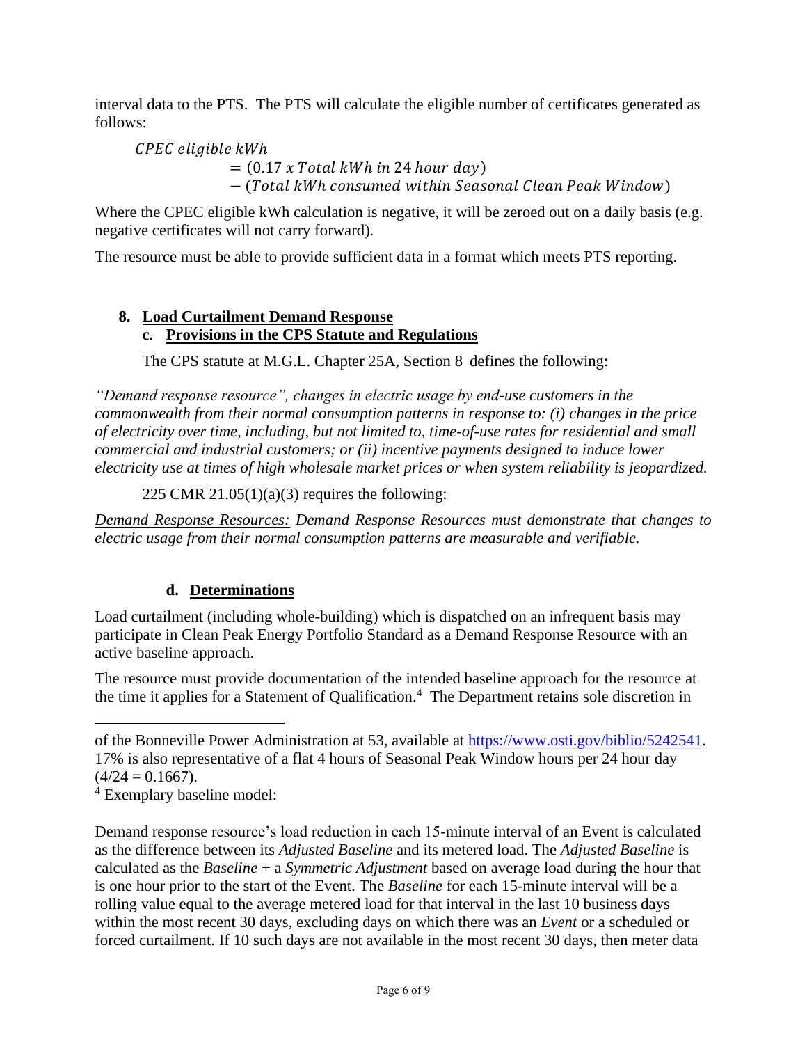interval data to the PTS. The PTS will calculate the eligible number of certificates generated as follows:

$$CPEC\ eligible\ kWh = (0.17\ x\ Total\ kWh\ in\ 24\ hour\ day) - (Total\ kWh\ consumed\ within\ Seasonal\ Clean\ Peak\ Window)$$

Where the CPEC eligible kWh calculation is negative, it will be zeroed out on a daily basis (e.g. negative certificates will not carry forward).

The resource must be able to provide sufficient data in a format which meets PTS reporting.

## 8. Load Curtailment Demand Response

### c. Provisions in the CPS Statute and Regulations

The CPS statute at M.G.L. Chapter 25A, Section 8 defines the following:

*"Demand response resource", changes in electric usage by end-use customers in the commonwealth from their normal consumption patterns in response to: (i) changes in the price of electricity over time, including, but not limited to, time-of-use rates for residential and small commercial and industrial customers; or (ii) incentive payments designed to induce lower electricity use at times of high wholesale market prices or when system reliability is jeopardized.*

225 CMR 21.05(1)(a)(3) requires the following:

*Demand Response Resources: Demand Response Resources must demonstrate that changes to electric usage from their normal consumption patterns are measurable and verifiable.*

### d. Determinations

Load curtailment (including whole-building) which is dispatched on an infrequent basis may participate in Clean Peak Energy Portfolio Standard as a Demand Response Resource with an active baseline approach.

The resource must provide documentation of the intended baseline approach for the resource at the time it applies for a Statement of Qualification.[4] The Department retains sole discretion in

---

of the Bonneville Power Administration at 53, available at https://www.osti.gov/biblio/5242541. 17% is also representative of a flat 4 hours of Seasonal Peak Window hours per 24 hour day ($4/24 = 0.1667$).

[4] Exemplary baseline model:

Demand response resource's load reduction in each 15-minute interval of an Event is calculated as the difference between its *Adjusted Baseline* and its metered load. The *Adjusted Baseline* is calculated as the *Baseline* + a *Symmetric Adjustment* based on average load during the hour that is one hour prior to the start of the Event. The *Baseline* for each 15-minute interval will be a rolling value equal to the average metered load for that interval in the last 10 business days within the most recent 30 days, excluding days on which there was an *Event* or a scheduled or forced curtailment. If 10 such days are not available in the most recent 30 days, then meter data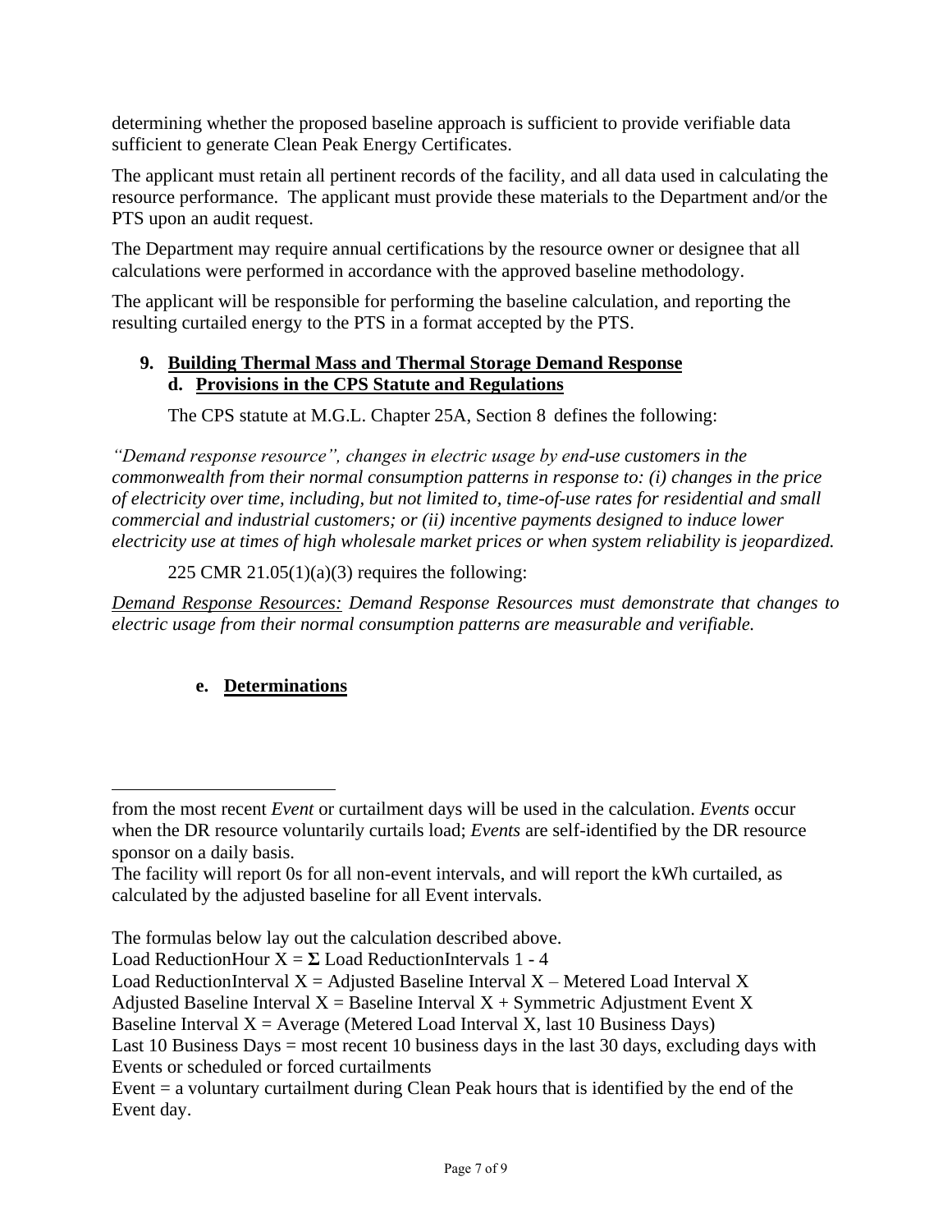determining whether the proposed baseline approach is sufficient to provide verifiable data sufficient to generate Clean Peak Energy Certificates.

The applicant must retain all pertinent records of the facility, and all data used in calculating the resource performance. The applicant must provide these materials to the Department and/or the PTS upon an audit request.

The Department may require annual certifications by the resource owner or designee that all calculations were performed in accordance with the approved baseline methodology.

The applicant will be responsible for performing the baseline calculation, and reporting the resulting curtailed energy to the PTS in a format accepted by the PTS.

## 9. Building Thermal Mass and Thermal Storage Demand Response

### d. Provisions in the CPS Statute and Regulations

The CPS statute at M.G.L. Chapter 25A, Section 8 defines the following:

*"Demand response resource", changes in electric usage by end-use customers in the commonwealth from their normal consumption patterns in response to: (i) changes in the price of electricity over time, including, but not limited to, time-of-use rates for residential and small commercial and industrial customers; or (ii) incentive payments designed to induce lower electricity use at times of high wholesale market prices or when system reliability is jeopardized.*

225 CMR 21.05(1)(a)(3) requires the following:

*Demand Response Resources: Demand Response Resources must demonstrate that changes to electric usage from their normal consumption patterns are measurable and verifiable.*

### e. Determinations

---

from the most recent *Event* or curtailment days will be used in the calculation. *Events* occur when the DR resource voluntarily curtails load; *Events* are self-identified by the DR resource sponsor on a daily basis.

The facility will report 0s for all non-event intervals, and will report the kWh curtailed, as calculated by the adjusted baseline for all Event intervals.

The formulas below lay out the calculation described above.

Load ReductionHour X = **Σ** Load ReductionIntervals 1 - 4

Load ReductionInterval X = Adjusted Baseline Interval X – Metered Load Interval X

Adjusted Baseline Interval X = Baseline Interval X + Symmetric Adjustment Event X

Baseline Interval X = Average (Metered Load Interval X, last 10 Business Days)

Last 10 Business Days = most recent 10 business days in the last 30 days, excluding days with Events or scheduled or forced curtailments

Event = a voluntary curtailment during Clean Peak hours that is identified by the end of the Event day.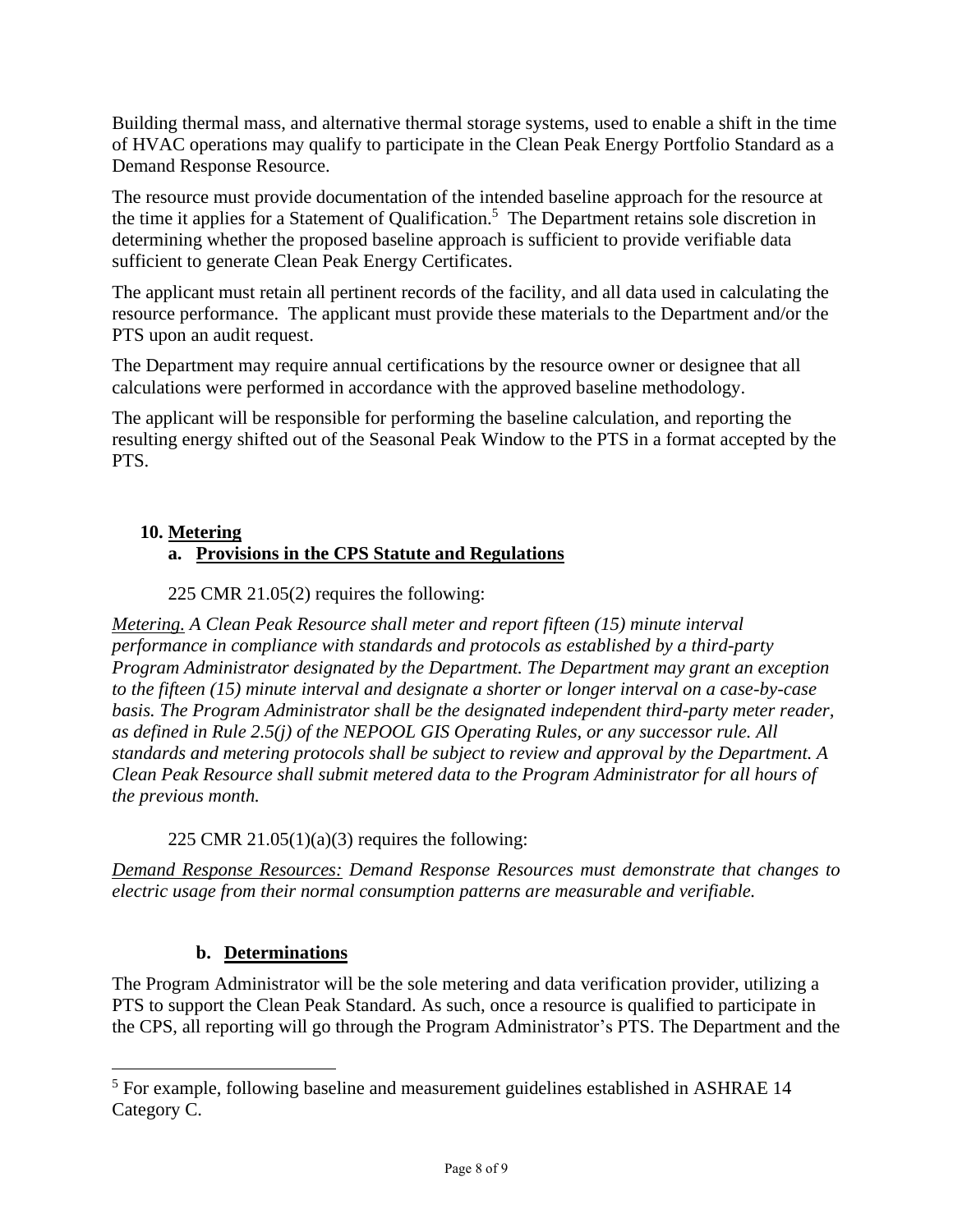Building thermal mass, and alternative thermal storage systems, used to enable a shift in the time of HVAC operations may qualify to participate in the Clean Peak Energy Portfolio Standard as a Demand Response Resource.

The resource must provide documentation of the intended baseline approach for the resource at the time it applies for a Statement of Qualification.[5] The Department retains sole discretion in determining whether the proposed baseline approach is sufficient to provide verifiable data sufficient to generate Clean Peak Energy Certificates.

The applicant must retain all pertinent records of the facility, and all data used in calculating the resource performance. The applicant must provide these materials to the Department and/or the PTS upon an audit request.

The Department may require annual certifications by the resource owner or designee that all calculations were performed in accordance with the approved baseline methodology.

The applicant will be responsible for performing the baseline calculation, and reporting the resulting energy shifted out of the Seasonal Peak Window to the PTS in a format accepted by the PTS.

## 10. Metering

### a. Provisions in the CPS Statute and Regulations

225 CMR 21.05(2) requires the following:

*Metering. A Clean Peak Resource shall meter and report fifteen (15) minute interval performance in compliance with standards and protocols as established by a third-party Program Administrator designated by the Department. The Department may grant an exception to the fifteen (15) minute interval and designate a shorter or longer interval on a case-by-case basis. The Program Administrator shall be the designated independent third-party meter reader, as defined in Rule 2.5(j) of the NEPOOL GIS Operating Rules, or any successor rule. All standards and metering protocols shall be subject to review and approval by the Department. A Clean Peak Resource shall submit metered data to the Program Administrator for all hours of the previous month.*

225 CMR 21.05(1)(a)(3) requires the following:

*Demand Response Resources: Demand Response Resources must demonstrate that changes to electric usage from their normal consumption patterns are measurable and verifiable.*

### b. Determinations

The Program Administrator will be the sole metering and data verification provider, utilizing a PTS to support the Clean Peak Standard. As such, once a resource is qualified to participate in the CPS, all reporting will go through the Program Administrator's PTS. The Department and the

[5] For example, following baseline and measurement guidelines established in ASHRAE 14 Category C.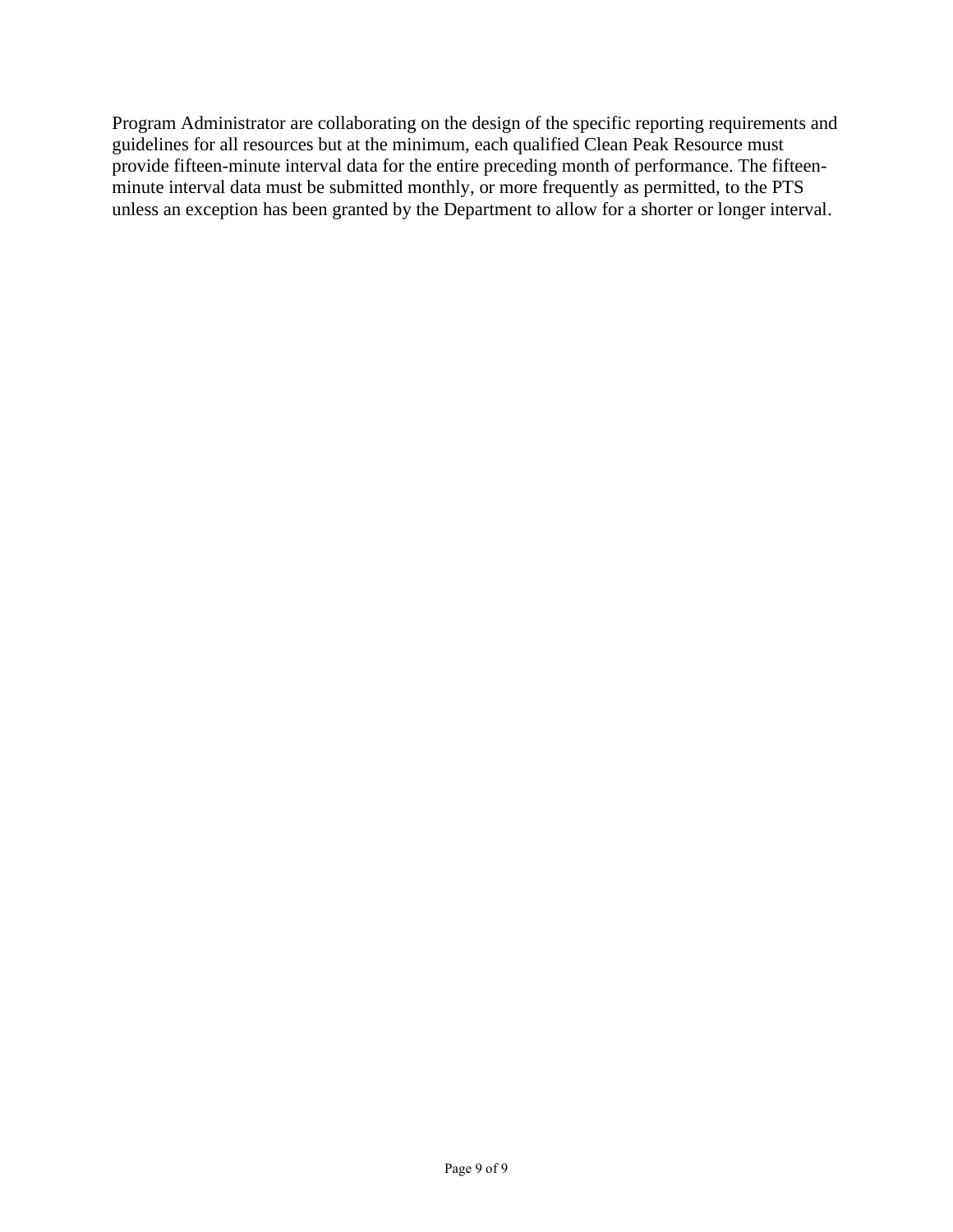Program Administrator are collaborating on the design of the specific reporting requirements and guidelines for all resources but at the minimum, each qualified Clean Peak Resource must provide fifteen-minute interval data for the entire preceding month of performance. The fifteen-minute interval data must be submitted monthly, or more frequently as permitted, to the PTS unless an exception has been granted by the Department to allow for a shorter or longer interval.